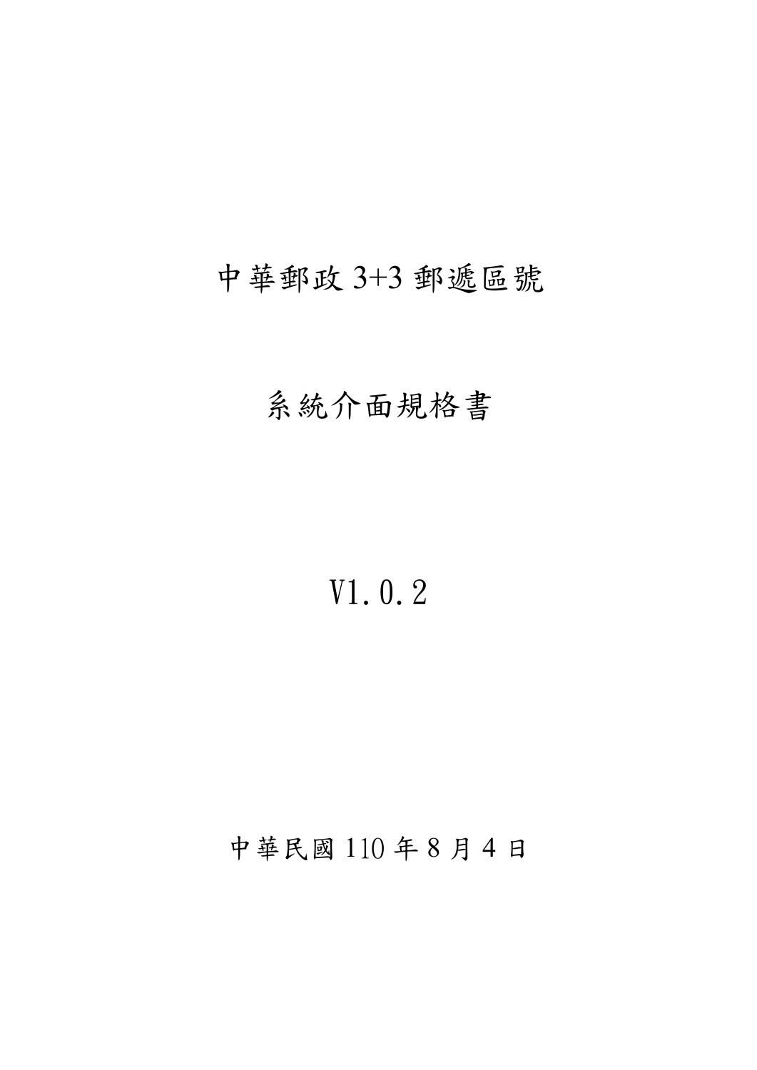# 中華郵政 3+3 郵遞區號

# 系統介面規格書

# V1.0.2

中華民國 110 年 8 月 4 日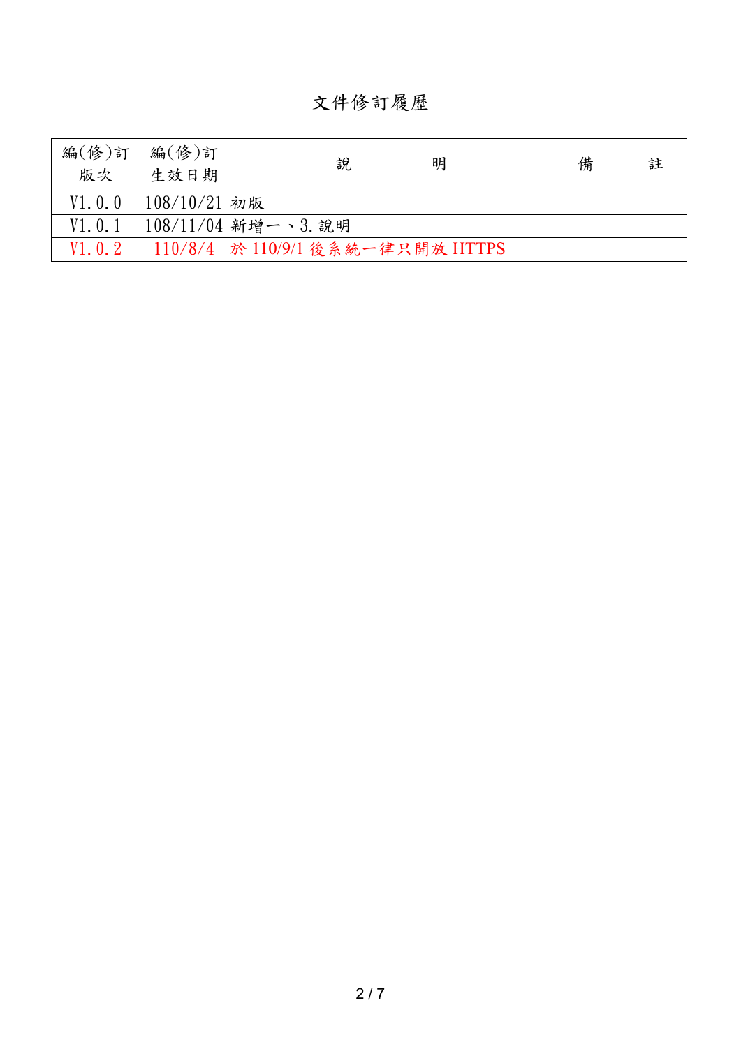# 文件修訂履歷

| 編(修)訂版次 | 編(修)訂生效日期 | 說　　明 | 備　　註 |
|---|---|---|---|
| V1.0.0 | 108/10/21 | 初版 | |
| V1.0.1 | 108/11/04 | 新增一、3.說明 | |
| V1.0.2 | 110/8/4 | 於 110/9/1 後系統一律只開放 HTTPS | |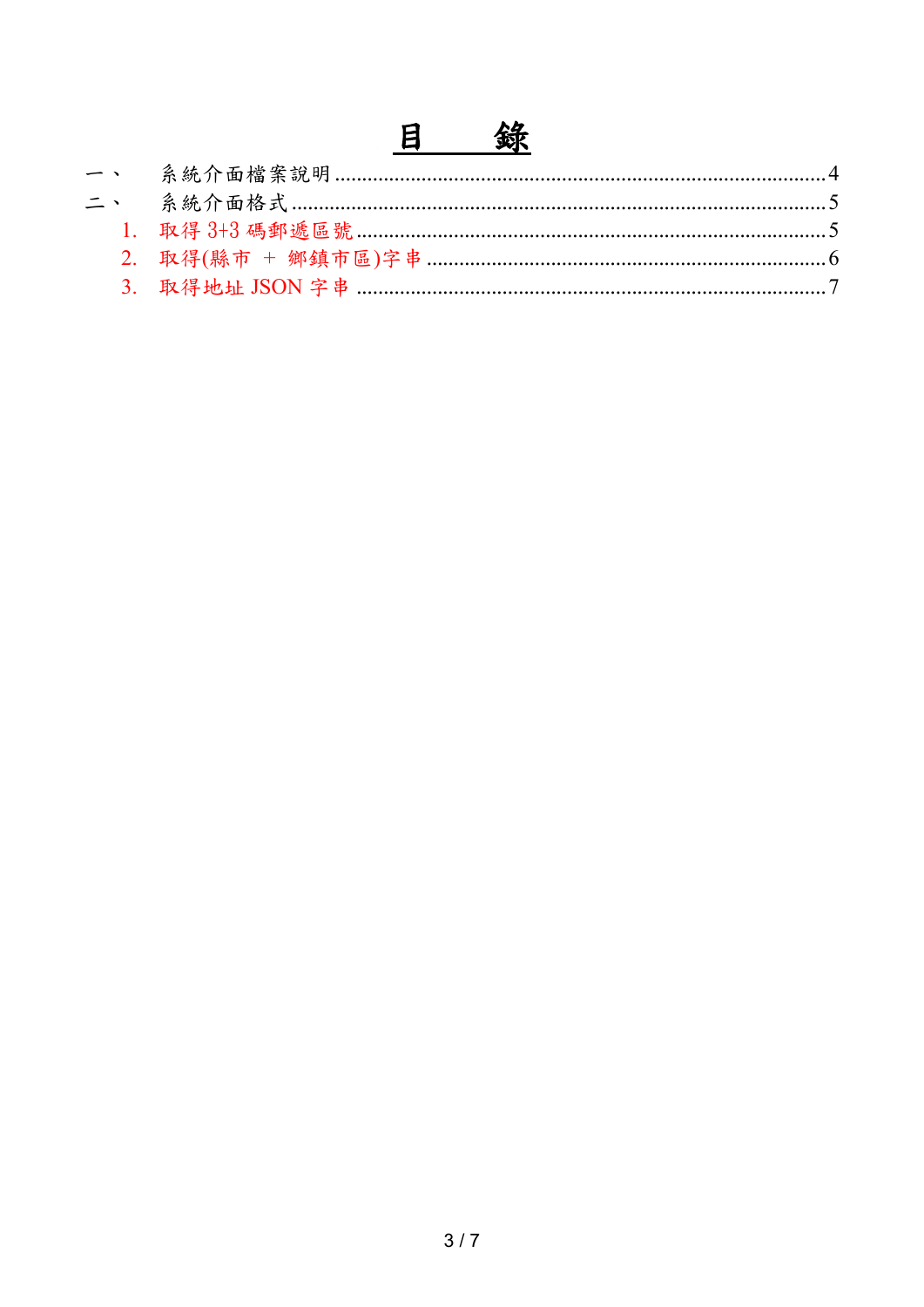# 目　　錄

一、　系統介面檔案說明 .......... 4

二、　系統介面格式 .......... 5

1. 取得 3+3 碼郵遞區號 .......... 5
2. 取得(縣市 + 鄉鎮市區)字串 .......... 6
3. 取得地址 JSON 字串 .......... 7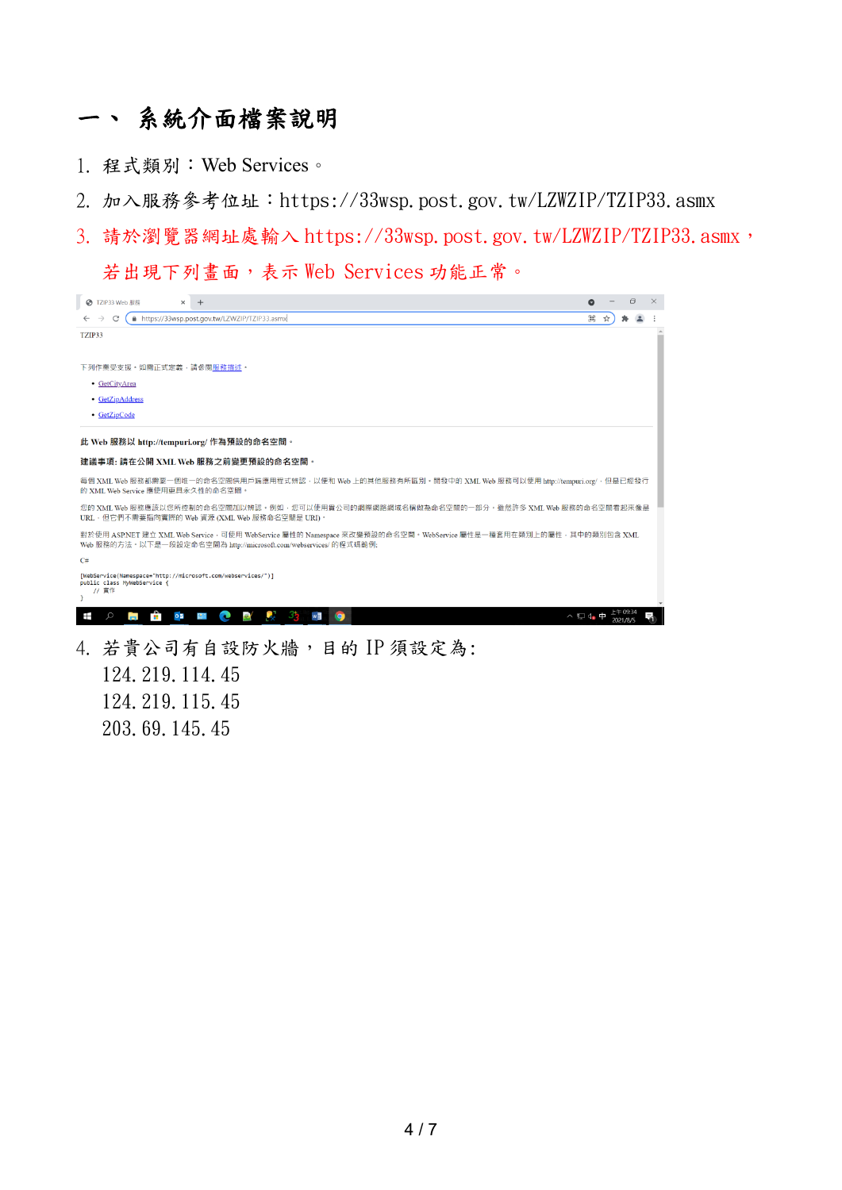# 一、 系統介面檔案說明

1. 程式類別：Web Services。
2. 加入服務參考位址：https://33wsp.post.gov.tw/LZWZIP/TZIP33.asmx
3. 請於瀏覽器網址處輸入 https://33wsp.post.gov.tw/LZWZIP/TZIP33.asmx，若出現下列畫面，表示 Web Services 功能正常。
4. 若貴公司有自設防火牆，目的 IP 須設定為:
   124.219.114.45
   124.219.115.45
   203.69.145.45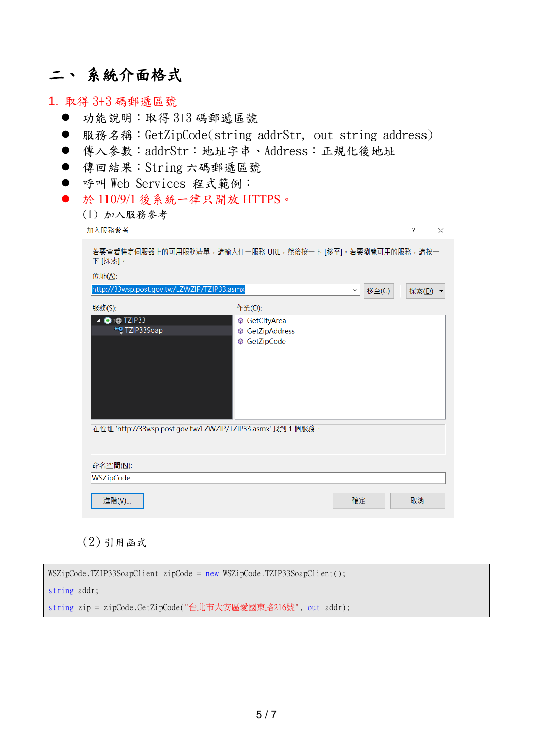## 二、 系統介面格式

### 1. 取得 3+3 碼郵遞區號

- 功能說明：取得 3+3 碼郵遞區號
- 服務名稱：GetZipCode(string addrStr, out string address)
- 傳入參數：addrStr：地址字串、Address：正規化後地址
- 傳回結果：String 六碼郵遞區號
- 呼叫 Web Services 程式範例：
- 於 110/9/1 後系統一律只開放 HTTPS。

(1) 加入服務參考

加入服務參考

若要查看特定伺服器上的可用服務清單，請輸入任一服務 URL，然後按一下 [移至]。若要瀏覽可用的服務，請按一下 [探索]。

位址(A):

http://33wsp.post.gov.tw/LZWZIP/TZIP33.asmx

移至(G)　探索(D)

服務(S):
- TZIP33
  - TZIP33Soap

作業(O):
- GetCityArea
- GetZipAddress
- GetZipCode

在位址 'http://33wsp.post.gov.tw/LZWZIP/TZIP33.asmx' 找到 1 個服務。

命名空間(N):

WSZipCode

進階(V)...　確定　取消

(2) 引用函式

```
WSZipCode.TZIP33SoapClient zipCode = new WSZipCode.TZIP33SoapClient();
string addr;
string zip = zipCode.GetZipCode("台北市大安區愛國東路216號", out addr);
```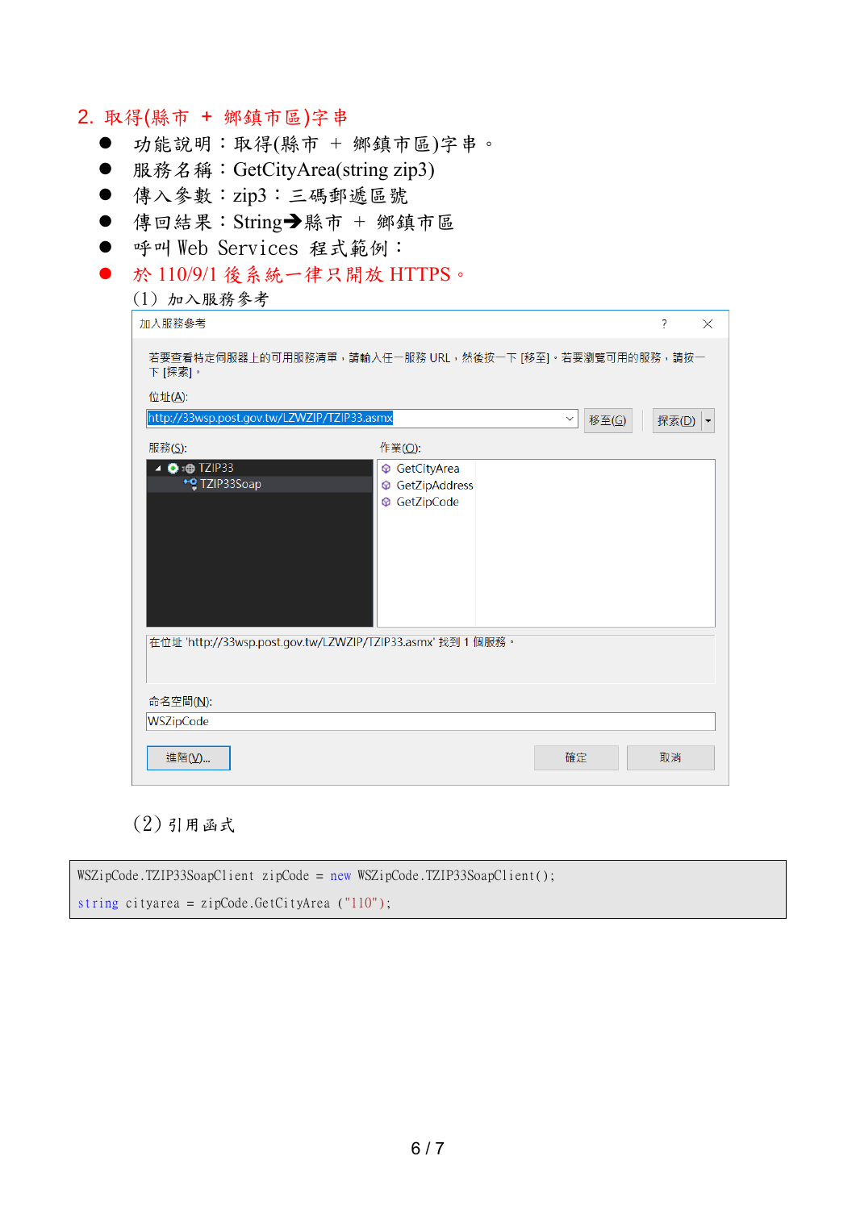## 2. 取得(縣市 + 鄉鎮市區)字串

- 功能說明：取得(縣市 + 鄉鎮市區)字串。
- 服務名稱：GetCityArea(string zip3)
- 傳入參數：zip3：三碼郵遞區號
- 傳回結果：String➔縣市 + 鄉鎮市區
- 呼叫 Web Services 程式範例：
- 於 110/9/1 後系統一律只開放 HTTPS。

(1) 加入服務參考

加入服務參考

若要查看特定伺服器上的可用服務清單，請輸入任一服務 URL，然後按一下 [移至]。若要瀏覽可用的服務，請按一下 [探索]。

位址(A):
http://33wsp.post.gov.tw/LZWZIP/TZIP33.asmx

移至(G)　探索(D)

服務(S):
- TZIP33
  - TZIP33Soap

作業(O):
- GetCityArea
- GetZipAddress
- GetZipCode

在位址 'http://33wsp.post.gov.tw/LZWZIP/TZIP33.asmx' 找到 1 個服務。

命名空間(N):
WSZipCode

進階(V)...　確定　取消

(2) 引用函式

```
WSZipCode.TZIP33SoapClient zipCode = new WSZipCode.TZIP33SoapClient();
string cityarea = zipCode.GetCityArea ("110");
```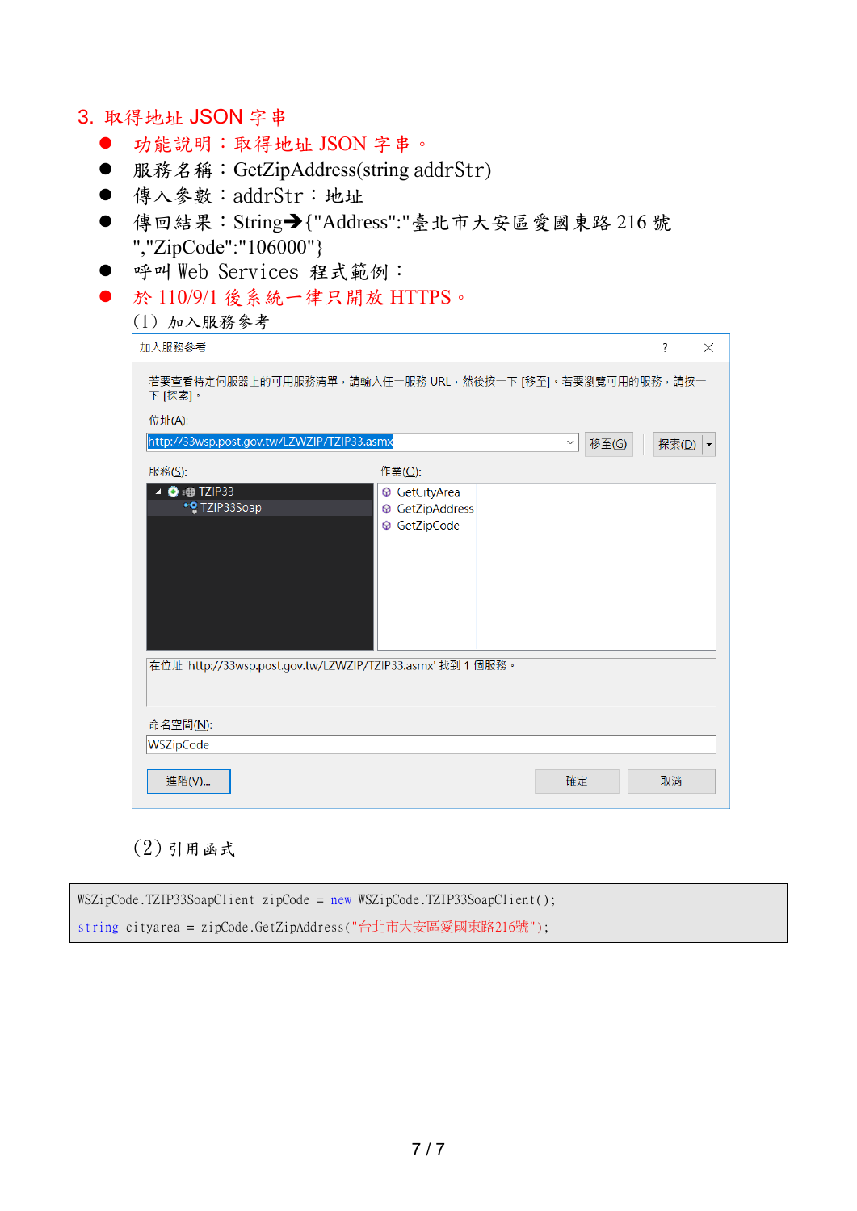## 3. 取得地址 JSON 字串

- 功能說明：取得地址 JSON 字串。
- 服務名稱：GetZipAddress(string addrStr)
- 傳入參數：addrStr：地址
- 傳回結果：String➔{"Address":"臺北市大安區愛國東路 216 號","ZipCode":"106000"}
- 呼叫 Web Services 程式範例：
- 於 110/9/1 後系統一律只開放 HTTPS。

(1) 加入服務參考

加入服務參考

若要查看特定伺服器上的可用服務清單，請輸入任一服務 URL，然後按一下 [移至]。若要瀏覽可用的服務，請按一下 [探索]。

位址(A):

http://33wsp.post.gov.tw/LZWZIP/TZIP33.asmx

移至(G)　探索(D)

服務(S):

- TZIP33
  - TZIP33Soap

作業(O):

- GetCityArea
- GetZipAddress
- GetZipCode

在位址 'http://33wsp.post.gov.tw/LZWZIP/TZIP33.asmx' 找到 1 個服務。

命名空間(N):

WSZipCode

進階(V)...　確定　取消

(2) 引用函式

```
WSZipCode.TZIP33SoapClient zipCode = new WSZipCode.TZIP33SoapClient();
string cityarea = zipCode.GetZipAddress("台北市大安區愛國東路216號");
```